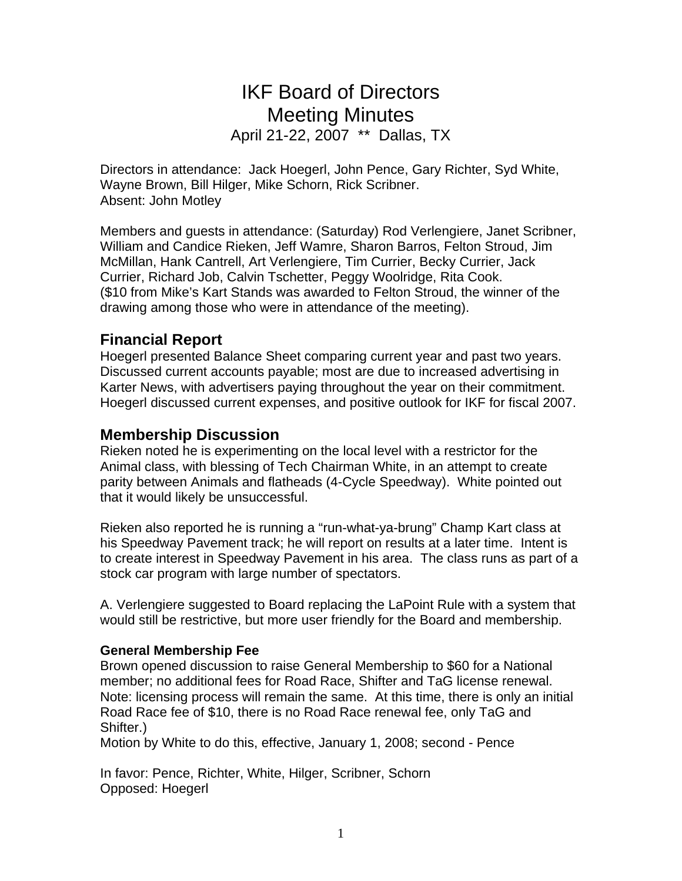# IKF Board of Directors
# Meeting Minutes

April 21-22, 2007 ** Dallas, TX

Directors in attendance: Jack Hoegerl, John Pence, Gary Richter, Syd White, Wayne Brown, Bill Hilger, Mike Schorn, Rick Scribner.
Absent: John Motley

Members and guests in attendance: (Saturday) Rod Verlengiere, Janet Scribner, William and Candice Rieken, Jeff Wamre, Sharon Barros, Felton Stroud, Jim McMillan, Hank Cantrell, Art Verlengiere, Tim Currier, Becky Currier, Jack Currier, Richard Job, Calvin Tschetter, Peggy Woolridge, Rita Cook.
($10 from Mike's Kart Stands was awarded to Felton Stroud, the winner of the drawing among those who were in attendance of the meeting).

## Financial Report

Hoegerl presented Balance Sheet comparing current year and past two years. Discussed current accounts payable; most are due to increased advertising in Karter News, with advertisers paying throughout the year on their commitment. Hoegerl discussed current expenses, and positive outlook for IKF for fiscal 2007.

## Membership Discussion

Rieken noted he is experimenting on the local level with a restrictor for the Animal class, with blessing of Tech Chairman White, in an attempt to create parity between Animals and flatheads (4-Cycle Speedway). White pointed out that it would likely be unsuccessful.

Rieken also reported he is running a "run-what-ya-brung" Champ Kart class at his Speedway Pavement track; he will report on results at a later time. Intent is to create interest in Speedway Pavement in his area. The class runs as part of a stock car program with large number of spectators.

A. Verlengiere suggested to Board replacing the LaPoint Rule with a system that would still be restrictive, but more user friendly for the Board and membership.

#### General Membership Fee

Brown opened discussion to raise General Membership to $60 for a National member; no additional fees for Road Race, Shifter and TaG license renewal. Note: licensing process will remain the same. At this time, there is only an initial Road Race fee of $10, there is no Road Race renewal fee, only TaG and Shifter.)
Motion by White to do this, effective, January 1, 2008; second - Pence

In favor: Pence, Richter, White, Hilger, Scribner, Schorn
Opposed: Hoegerl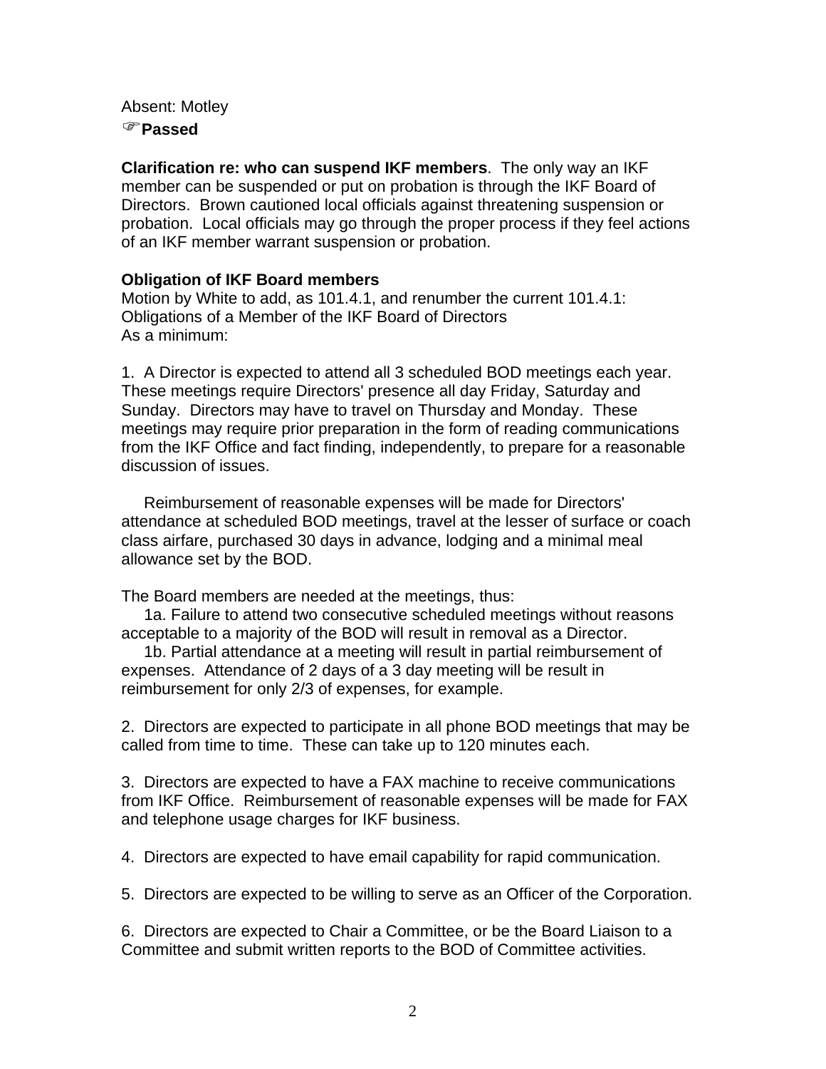Absent: Motley

☞**Passed**

**Clarification re: who can suspend IKF members**. The only way an IKF member can be suspended or put on probation is through the IKF Board of Directors. Brown cautioned local officials against threatening suspension or probation. Local officials may go through the proper process if they feel actions of an IKF member warrant suspension or probation.

**Obligation of IKF Board members**

Motion by White to add, as 101.4.1, and renumber the current 101.4.1:
Obligations of a Member of the IKF Board of Directors
As a minimum:

1. A Director is expected to attend all 3 scheduled BOD meetings each year. These meetings require Directors' presence all day Friday, Saturday and Sunday. Directors may have to travel on Thursday and Monday. These meetings may require prior preparation in the form of reading communications from the IKF Office and fact finding, independently, to prepare for a reasonable discussion of issues.

   Reimbursement of reasonable expenses will be made for Directors' attendance at scheduled BOD meetings, travel at the lesser of surface or coach class airfare, purchased 30 days in advance, lodging and a minimal meal allowance set by the BOD.

The Board members are needed at the meetings, thus:

   1a. Failure to attend two consecutive scheduled meetings without reasons acceptable to a majority of the BOD will result in removal as a Director.

   1b. Partial attendance at a meeting will result in partial reimbursement of expenses. Attendance of 2 days of a 3 day meeting will be result in reimbursement for only 2/3 of expenses, for example.

2. Directors are expected to participate in all phone BOD meetings that may be called from time to time. These can take up to 120 minutes each.

3. Directors are expected to have a FAX machine to receive communications from IKF Office. Reimbursement of reasonable expenses will be made for FAX and telephone usage charges for IKF business.

4. Directors are expected to have email capability for rapid communication.

5. Directors are expected to be willing to serve as an Officer of the Corporation.

6. Directors are expected to Chair a Committee, or be the Board Liaison to a Committee and submit written reports to the BOD of Committee activities.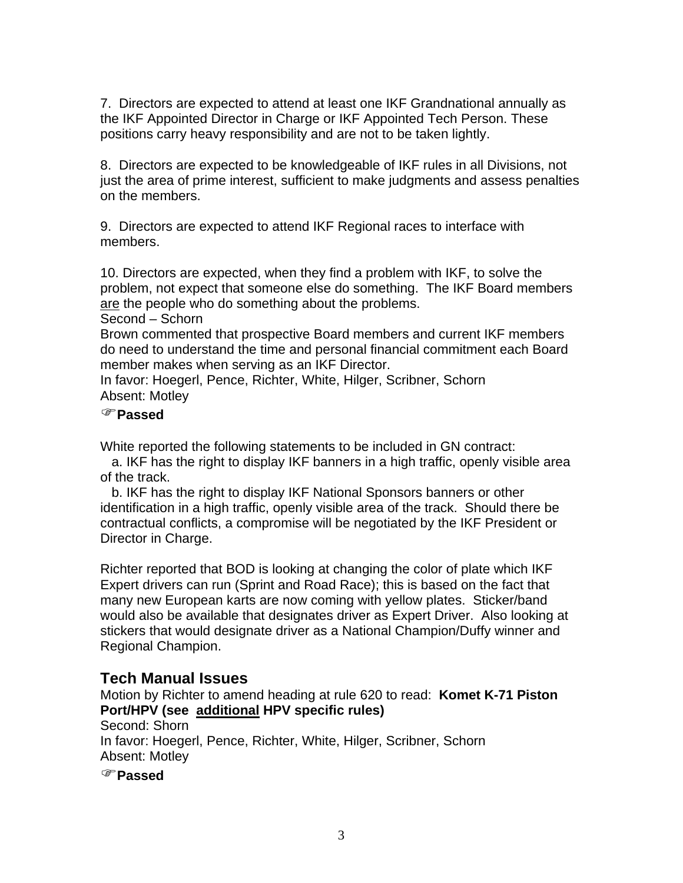7. Directors are expected to attend at least one IKF Grandnational annually as the IKF Appointed Director in Charge or IKF Appointed Tech Person. These positions carry heavy responsibility and are not to be taken lightly.

8. Directors are expected to be knowledgeable of IKF rules in all Divisions, not just the area of prime interest, sufficient to make judgments and assess penalties on the members.

9. Directors are expected to attend IKF Regional races to interface with members.

10. Directors are expected, when they find a problem with IKF, to solve the problem, not expect that someone else do something. The IKF Board members <u>are</u> the people who do something about the problems.
Second – Schorn
Brown commented that prospective Board members and current IKF members do need to understand the time and personal financial commitment each Board member makes when serving as an IKF Director.
In favor: Hoegerl, Pence, Richter, White, Hilger, Scribner, Schorn
Absent: Motley

☞**Passed**

White reported the following statements to be included in GN contract:
 a. IKF has the right to display IKF banners in a high traffic, openly visible area of the track.
 b. IKF has the right to display IKF National Sponsors banners or other identification in a high traffic, openly visible area of the track. Should there be contractual conflicts, a compromise will be negotiated by the IKF President or Director in Charge.

Richter reported that BOD is looking at changing the color of plate which IKF Expert drivers can run (Sprint and Road Race); this is based on the fact that many new European karts are now coming with yellow plates. Sticker/band would also be available that designates driver as Expert Driver. Also looking at stickers that would designate driver as a National Champion/Duffy winner and Regional Champion.

## Tech Manual Issues

Motion by Richter to amend heading at rule 620 to read: **Komet K-71 Piston Port/HPV (see <u>additional</u> HPV specific rules)**
Second: Shorn
In favor: Hoegerl, Pence, Richter, White, Hilger, Scribner, Schorn
Absent: Motley

☞**Passed**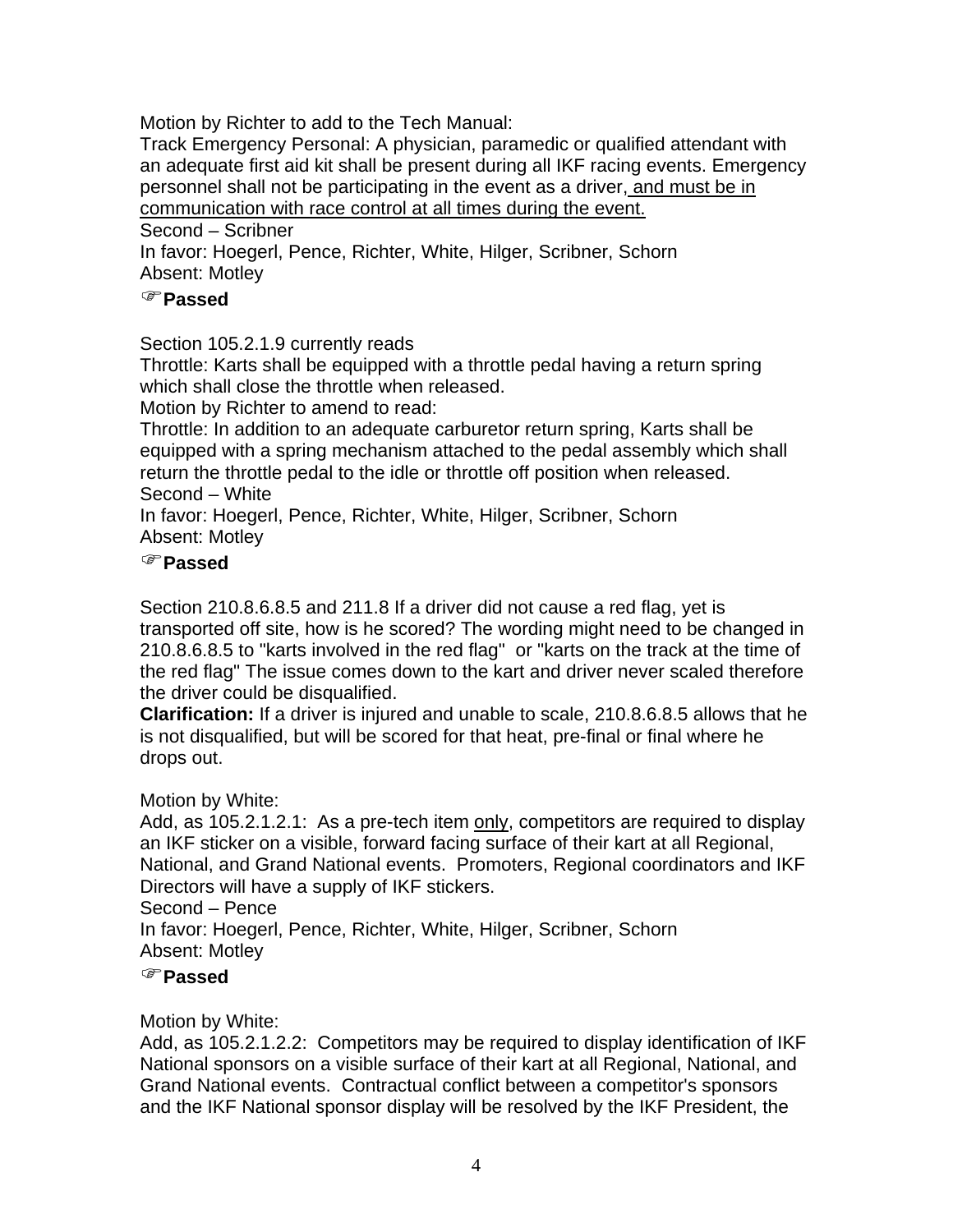Motion by Richter to add to the Tech Manual:
Track Emergency Personal: A physician, paramedic or qualified attendant with an adequate first aid kit shall be present during all IKF racing events. Emergency personnel shall not be participating in the event as a driver, <u>and must be in communication with race control at all times during the event.</u>
Second – Scribner
In favor: Hoegerl, Pence, Richter, White, Hilger, Scribner, Schorn
Absent: Motley

☞**Passed**

Section 105.2.1.9 currently reads
Throttle: Karts shall be equipped with a throttle pedal having a return spring which shall close the throttle when released.
Motion by Richter to amend to read:
Throttle: In addition to an adequate carburetor return spring, Karts shall be equipped with a spring mechanism attached to the pedal assembly which shall return the throttle pedal to the idle or throttle off position when released.
Second – White
In favor: Hoegerl, Pence, Richter, White, Hilger, Scribner, Schorn
Absent: Motley

☞**Passed**

Section 210.8.6.8.5 and 211.8 If a driver did not cause a red flag, yet is transported off site, how is he scored? The wording might need to be changed in 210.8.6.8.5 to "karts involved in the red flag" or "karts on the track at the time of the red flag" The issue comes down to the kart and driver never scaled therefore the driver could be disqualified.
**Clarification:** If a driver is injured and unable to scale, 210.8.6.8.5 allows that he is not disqualified, but will be scored for that heat, pre-final or final where he drops out.

Motion by White:
Add, as 105.2.1.2.1: As a pre-tech item <u>only</u>, competitors are required to display an IKF sticker on a visible, forward facing surface of their kart at all Regional, National, and Grand National events. Promoters, Regional coordinators and IKF Directors will have a supply of IKF stickers.
Second – Pence
In favor: Hoegerl, Pence, Richter, White, Hilger, Scribner, Schorn
Absent: Motley

☞**Passed**

Motion by White:
Add, as 105.2.1.2.2: Competitors may be required to display identification of IKF National sponsors on a visible surface of their kart at all Regional, National, and Grand National events. Contractual conflict between a competitor's sponsors and the IKF National sponsor display will be resolved by the IKF President, the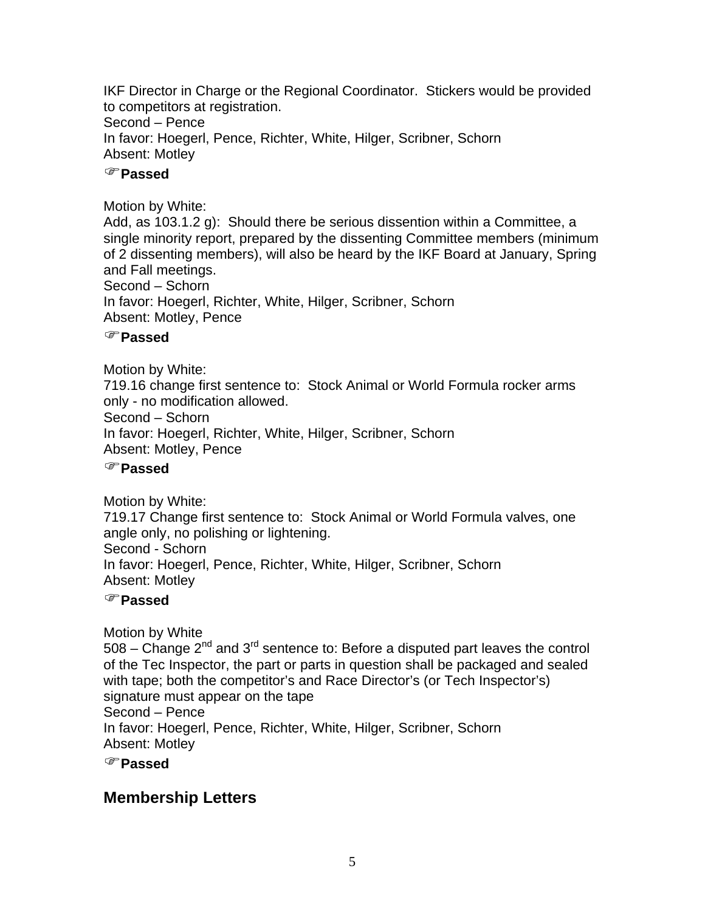IKF Director in Charge or the Regional Coordinator.  Stickers would be provided to competitors at registration.
Second – Pence
In favor: Hoegerl, Pence, Richter, White, Hilger, Scribner, Schorn
Absent: Motley

☞**Passed**

Motion by White:
Add, as 103.1.2 g):  Should there be serious dissention within a Committee, a single minority report, prepared by the dissenting Committee members (minimum of 2 dissenting members), will also be heard by the IKF Board at January, Spring and Fall meetings.
Second – Schorn
In favor: Hoegerl, Richter, White, Hilger, Scribner, Schorn
Absent: Motley, Pence

☞**Passed**

Motion by White:
719.16 change first sentence to:  Stock Animal or World Formula rocker arms only - no modification allowed.
Second – Schorn
In favor: Hoegerl, Richter, White, Hilger, Scribner, Schorn
Absent: Motley, Pence

☞**Passed**

Motion by White:
719.17 Change first sentence to:  Stock Animal or World Formula valves, one angle only, no polishing or lightening.
Second - Schorn
In favor: Hoegerl, Pence, Richter, White, Hilger, Scribner, Schorn
Absent: Motley

☞**Passed**

Motion by White
508 – Change 2nd and 3rd sentence to: Before a disputed part leaves the control of the Tec Inspector, the part or parts in question shall be packaged and sealed with tape; both the competitor's and Race Director's (or Tech Inspector's) signature must appear on the tape
Second – Pence
In favor: Hoegerl, Pence, Richter, White, Hilger, Scribner, Schorn
Absent: Motley

☞**Passed**

## Membership Letters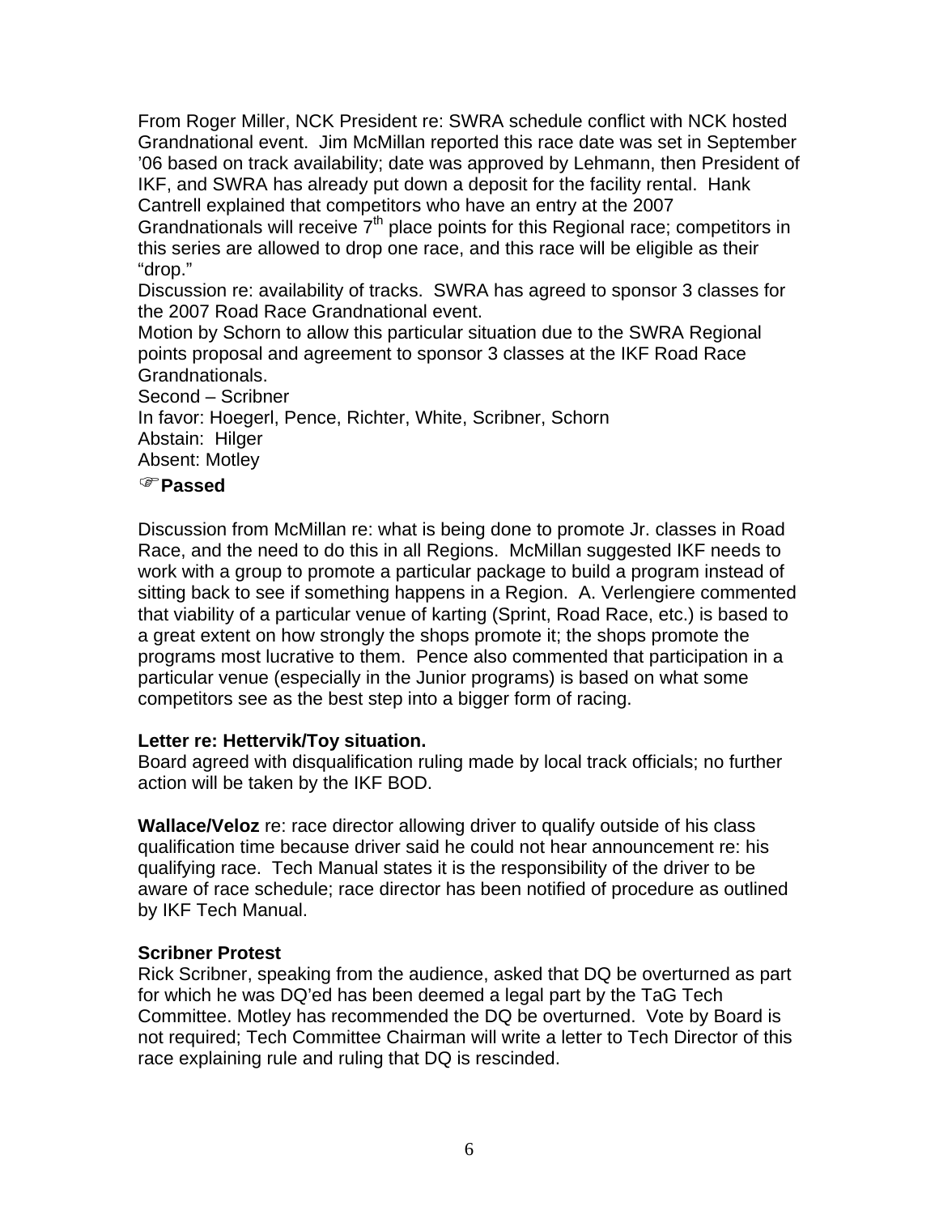From Roger Miller, NCK President re: SWRA schedule conflict with NCK hosted Grandnational event. Jim McMillan reported this race date was set in September '06 based on track availability; date was approved by Lehmann, then President of IKF, and SWRA has already put down a deposit for the facility rental. Hank Cantrell explained that competitors who have an entry at the 2007 Grandnationals will receive 7th place points for this Regional race; competitors in this series are allowed to drop one race, and this race will be eligible as their "drop."

Discussion re: availability of tracks. SWRA has agreed to sponsor 3 classes for the 2007 Road Race Grandnational event.

Motion by Schorn to allow this particular situation due to the SWRA Regional points proposal and agreement to sponsor 3 classes at the IKF Road Race Grandnationals.

Second – Scribner

In favor: Hoegerl, Pence, Richter, White, Scribner, Schorn

Abstain: Hilger

Absent: Motley

☞**Passed**

Discussion from McMillan re: what is being done to promote Jr. classes in Road Race, and the need to do this in all Regions. McMillan suggested IKF needs to work with a group to promote a particular package to build a program instead of sitting back to see if something happens in a Region. A. Verlengiere commented that viability of a particular venue of karting (Sprint, Road Race, etc.) is based to a great extent on how strongly the shops promote it; the shops promote the programs most lucrative to them. Pence also commented that participation in a particular venue (especially in the Junior programs) is based on what some competitors see as the best step into a bigger form of racing.

**Letter re: Hettervik/Toy situation.**

Board agreed with disqualification ruling made by local track officials; no further action will be taken by the IKF BOD.

**Wallace/Veloz** re: race director allowing driver to qualify outside of his class qualification time because driver said he could not hear announcement re: his qualifying race. Tech Manual states it is the responsibility of the driver to be aware of race schedule; race director has been notified of procedure as outlined by IKF Tech Manual.

**Scribner Protest**

Rick Scribner, speaking from the audience, asked that DQ be overturned as part for which he was DQ'ed has been deemed a legal part by the TaG Tech Committee. Motley has recommended the DQ be overturned. Vote by Board is not required; Tech Committee Chairman will write a letter to Tech Director of this race explaining rule and ruling that DQ is rescinded.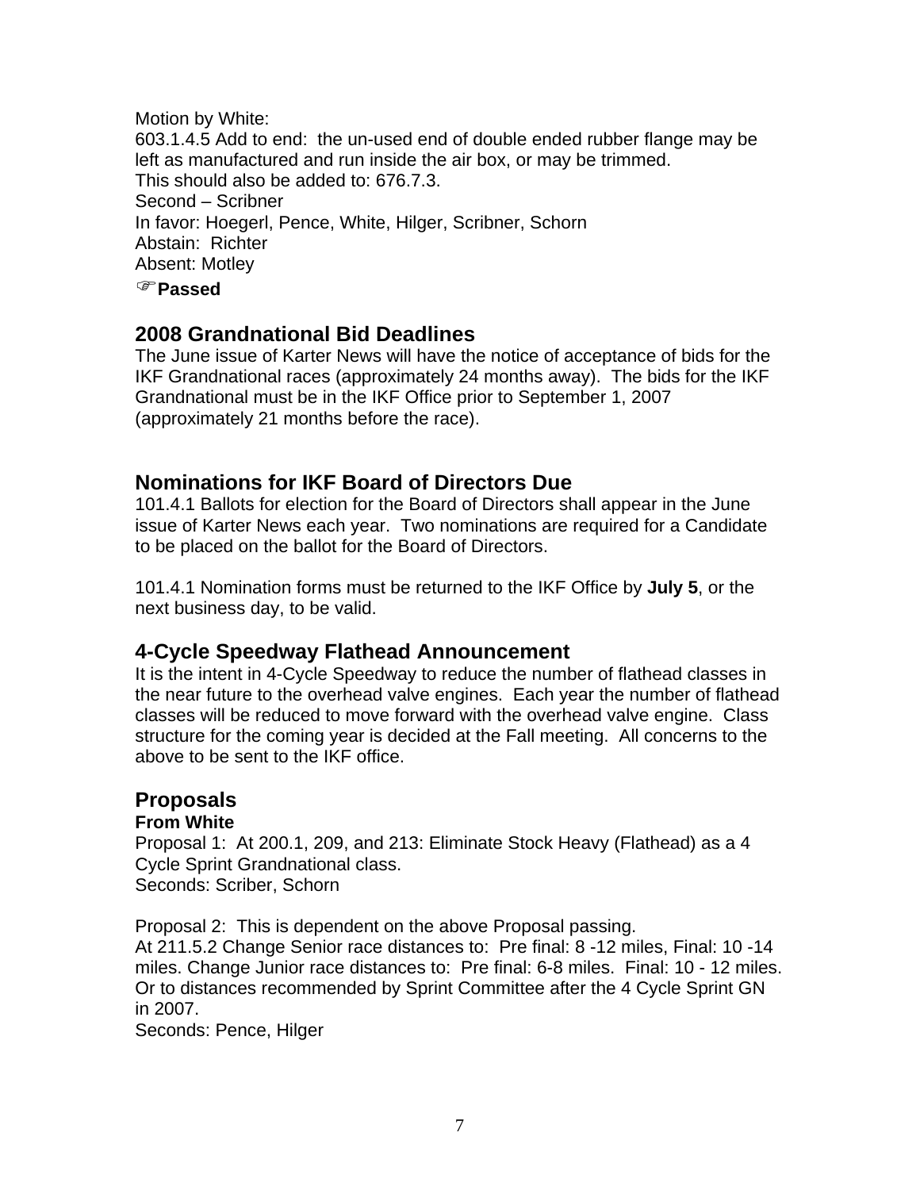Motion by White:
603.1.4.5 Add to end: the un-used end of double ended rubber flange may be left as manufactured and run inside the air box, or may be trimmed.
This should also be added to: 676.7.3.
Second – Scribner
In favor: Hoegerl, Pence, White, Hilger, Scribner, Schorn
Abstain: Richter
Absent: Motley

☞**Passed**

## 2008 Grandnational Bid Deadlines

The June issue of Karter News will have the notice of acceptance of bids for the IKF Grandnational races (approximately 24 months away). The bids for the IKF Grandnational must be in the IKF Office prior to September 1, 2007 (approximately 21 months before the race).

## Nominations for IKF Board of Directors Due

101.4.1 Ballots for election for the Board of Directors shall appear in the June issue of Karter News each year. Two nominations are required for a Candidate to be placed on the ballot for the Board of Directors.

101.4.1 Nomination forms must be returned to the IKF Office by **July 5**, or the next business day, to be valid.

## 4-Cycle Speedway Flathead Announcement

It is the intent in 4-Cycle Speedway to reduce the number of flathead classes in the near future to the overhead valve engines. Each year the number of flathead classes will be reduced to move forward with the overhead valve engine. Class structure for the coming year is decided at the Fall meeting. All concerns to the above to be sent to the IKF office.

## Proposals

**From White**

Proposal 1: At 200.1, 209, and 213: Eliminate Stock Heavy (Flathead) as a 4 Cycle Sprint Grandnational class.
Seconds: Scriber, Schorn

Proposal 2: This is dependent on the above Proposal passing.
At 211.5.2 Change Senior race distances to: Pre final: 8 -12 miles, Final: 10 -14 miles. Change Junior race distances to: Pre final: 6-8 miles. Final: 10 - 12 miles. Or to distances recommended by Sprint Committee after the 4 Cycle Sprint GN in 2007.
Seconds: Pence, Hilger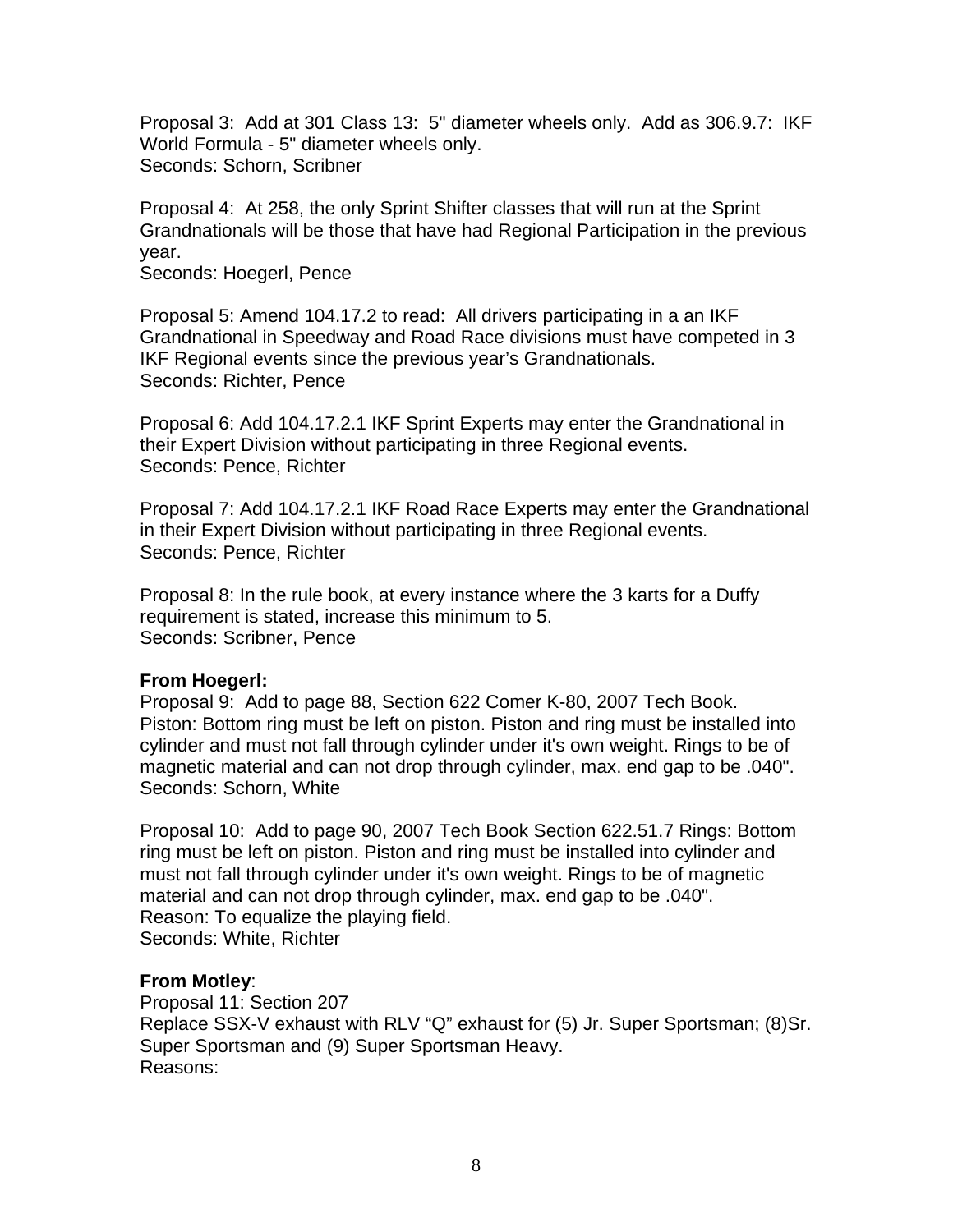Proposal 3: Add at 301 Class 13: 5" diameter wheels only. Add as 306.9.7: IKF World Formula - 5" diameter wheels only.
Seconds: Schorn, Scribner

Proposal 4: At 258, the only Sprint Shifter classes that will run at the Sprint Grandnationals will be those that have had Regional Participation in the previous year.
Seconds: Hoegerl, Pence

Proposal 5: Amend 104.17.2 to read: All drivers participating in a an IKF Grandnational in Speedway and Road Race divisions must have competed in 3 IKF Regional events since the previous year's Grandnationals.
Seconds: Richter, Pence

Proposal 6: Add 104.17.2.1 IKF Sprint Experts may enter the Grandnational in their Expert Division without participating in three Regional events.
Seconds: Pence, Richter

Proposal 7: Add 104.17.2.1 IKF Road Race Experts may enter the Grandnational in their Expert Division without participating in three Regional events.
Seconds: Pence, Richter

Proposal 8: In the rule book, at every instance where the 3 karts for a Duffy requirement is stated, increase this minimum to 5.
Seconds: Scribner, Pence

**From Hoegerl:**
Proposal 9: Add to page 88, Section 622 Comer K-80, 2007 Tech Book. Piston: Bottom ring must be left on piston. Piston and ring must be installed into cylinder and must not fall through cylinder under it's own weight. Rings to be of magnetic material and can not drop through cylinder, max. end gap to be .040".
Seconds: Schorn, White

Proposal 10: Add to page 90, 2007 Tech Book Section 622.51.7 Rings: Bottom ring must be left on piston. Piston and ring must be installed into cylinder and must not fall through cylinder under it's own weight. Rings to be of magnetic material and can not drop through cylinder, max. end gap to be .040".
Reason: To equalize the playing field.
Seconds: White, Richter

**From Motley**:
Proposal 11: Section 207
Replace SSX-V exhaust with RLV "Q" exhaust for (5) Jr. Super Sportsman; (8)Sr. Super Sportsman and (9) Super Sportsman Heavy.
Reasons: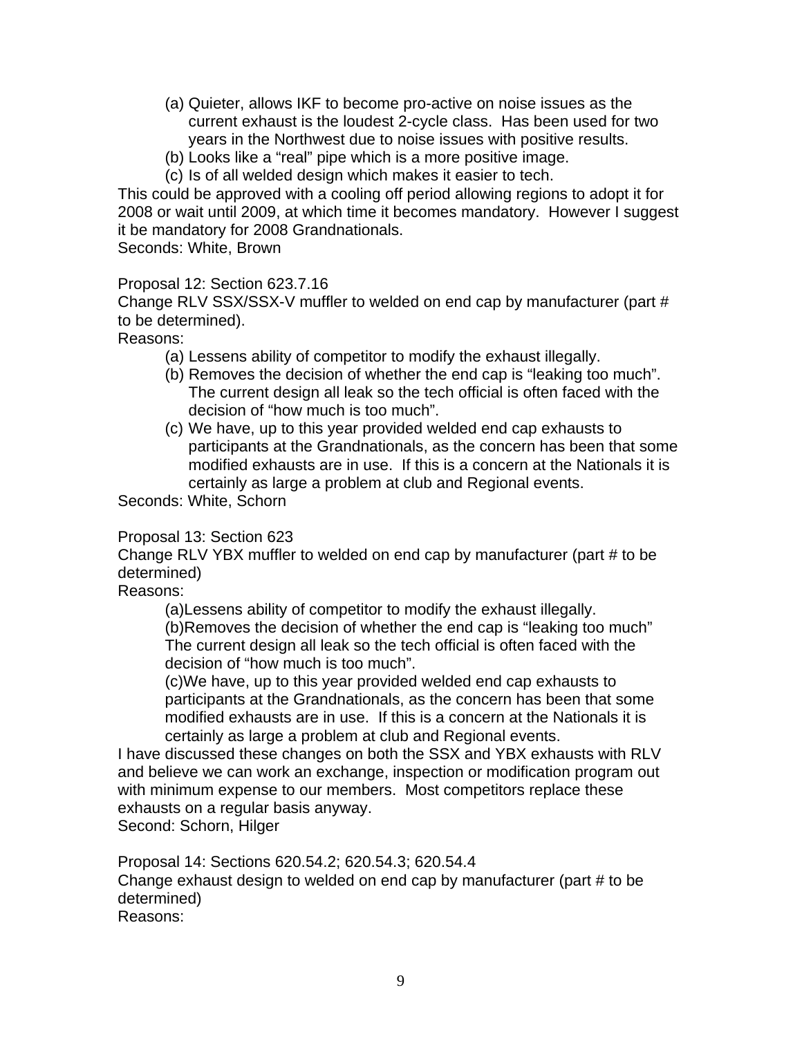(a) Quieter, allows IKF to become pro-active on noise issues as the current exhaust is the loudest 2-cycle class. Has been used for two years in the Northwest due to noise issues with positive results.
(b) Looks like a "real" pipe which is a more positive image.
(c) Is of all welded design which makes it easier to tech.

This could be approved with a cooling off period allowing regions to adopt it for 2008 or wait until 2009, at which time it becomes mandatory. However I suggest it be mandatory for 2008 Grandnationals.
Seconds: White, Brown

Proposal 12: Section 623.7.16
Change RLV SSX/SSX-V muffler to welded on end cap by manufacturer (part # to be determined).
Reasons:

(a) Lessens ability of competitor to modify the exhaust illegally.
(b) Removes the decision of whether the end cap is "leaking too much". The current design all leak so the tech official is often faced with the decision of "how much is too much".
(c) We have, up to this year provided welded end cap exhausts to participants at the Grandnationals, as the concern has been that some modified exhausts are in use. If this is a concern at the Nationals it is certainly as large a problem at club and Regional events.

Seconds: White, Schorn

Proposal 13: Section 623
Change RLV YBX muffler to welded on end cap by manufacturer (part # to be determined)
Reasons:

(a)Lessens ability of competitor to modify the exhaust illegally.
(b)Removes the decision of whether the end cap is "leaking too much" The current design all leak so the tech official is often faced with the decision of "how much is too much".
(c)We have, up to this year provided welded end cap exhausts to participants at the Grandnationals, as the concern has been that some modified exhausts are in use. If this is a concern at the Nationals it is certainly as large a problem at club and Regional events.

I have discussed these changes on both the SSX and YBX exhausts with RLV and believe we can work an exchange, inspection or modification program out with minimum expense to our members. Most competitors replace these exhausts on a regular basis anyway.
Second: Schorn, Hilger

Proposal 14: Sections 620.54.2; 620.54.3; 620.54.4
Change exhaust design to welded on end cap by manufacturer (part # to be determined)
Reasons: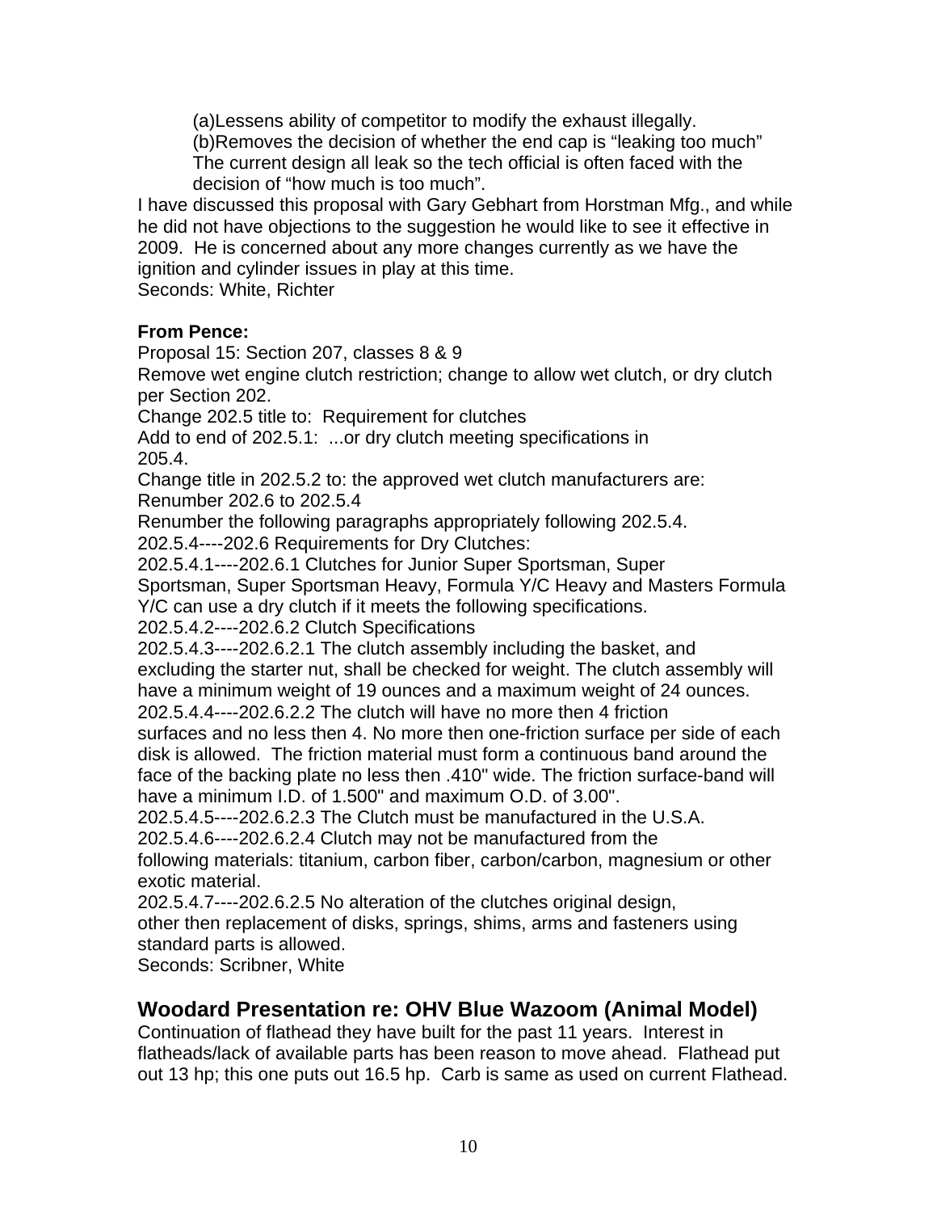(a)Lessens ability of competitor to modify the exhaust illegally.
(b)Removes the decision of whether the end cap is "leaking too much" The current design all leak so the tech official is often faced with the decision of "how much is too much".

I have discussed this proposal with Gary Gebhart from Horstman Mfg., and while he did not have objections to the suggestion he would like to see it effective in 2009. He is concerned about any more changes currently as we have the ignition and cylinder issues in play at this time.
Seconds: White, Richter

**From Pence:**
Proposal 15: Section 207, classes 8 & 9
Remove wet engine clutch restriction; change to allow wet clutch, or dry clutch per Section 202.
Change 202.5 title to: Requirement for clutches
Add to end of 202.5.1: ...or dry clutch meeting specifications in 205.4.
Change title in 202.5.2 to: the approved wet clutch manufacturers are:
Renumber 202.6 to 202.5.4
Renumber the following paragraphs appropriately following 202.5.4.
202.5.4----202.6 Requirements for Dry Clutches:
202.5.4.1----202.6.1 Clutches for Junior Super Sportsman, Super Sportsman, Super Sportsman Heavy, Formula Y/C Heavy and Masters Formula Y/C can use a dry clutch if it meets the following specifications.
202.5.4.2----202.6.2 Clutch Specifications
202.5.4.3----202.6.2.1 The clutch assembly including the basket, and excluding the starter nut, shall be checked for weight. The clutch assembly will have a minimum weight of 19 ounces and a maximum weight of 24 ounces.
202.5.4.4----202.6.2.2 The clutch will have no more then 4 friction surfaces and no less then 4. No more then one-friction surface per side of each disk is allowed. The friction material must form a continuous band around the face of the backing plate no less then .410" wide. The friction surface-band will have a minimum I.D. of 1.500" and maximum O.D. of 3.00".
202.5.4.5----202.6.2.3 The Clutch must be manufactured in the U.S.A.
202.5.4.6----202.6.2.4 Clutch may not be manufactured from the following materials: titanium, carbon fiber, carbon/carbon, magnesium or other exotic material.
202.5.4.7----202.6.2.5 No alteration of the clutches original design, other then replacement of disks, springs, shims, arms and fasteners using standard parts is allowed.
Seconds: Scribner, White

## Woodard Presentation re: OHV Blue Wazoom (Animal Model)

Continuation of flathead they have built for the past 11 years. Interest in flatheads/lack of available parts has been reason to move ahead. Flathead put out 13 hp; this one puts out 16.5 hp. Carb is same as used on current Flathead.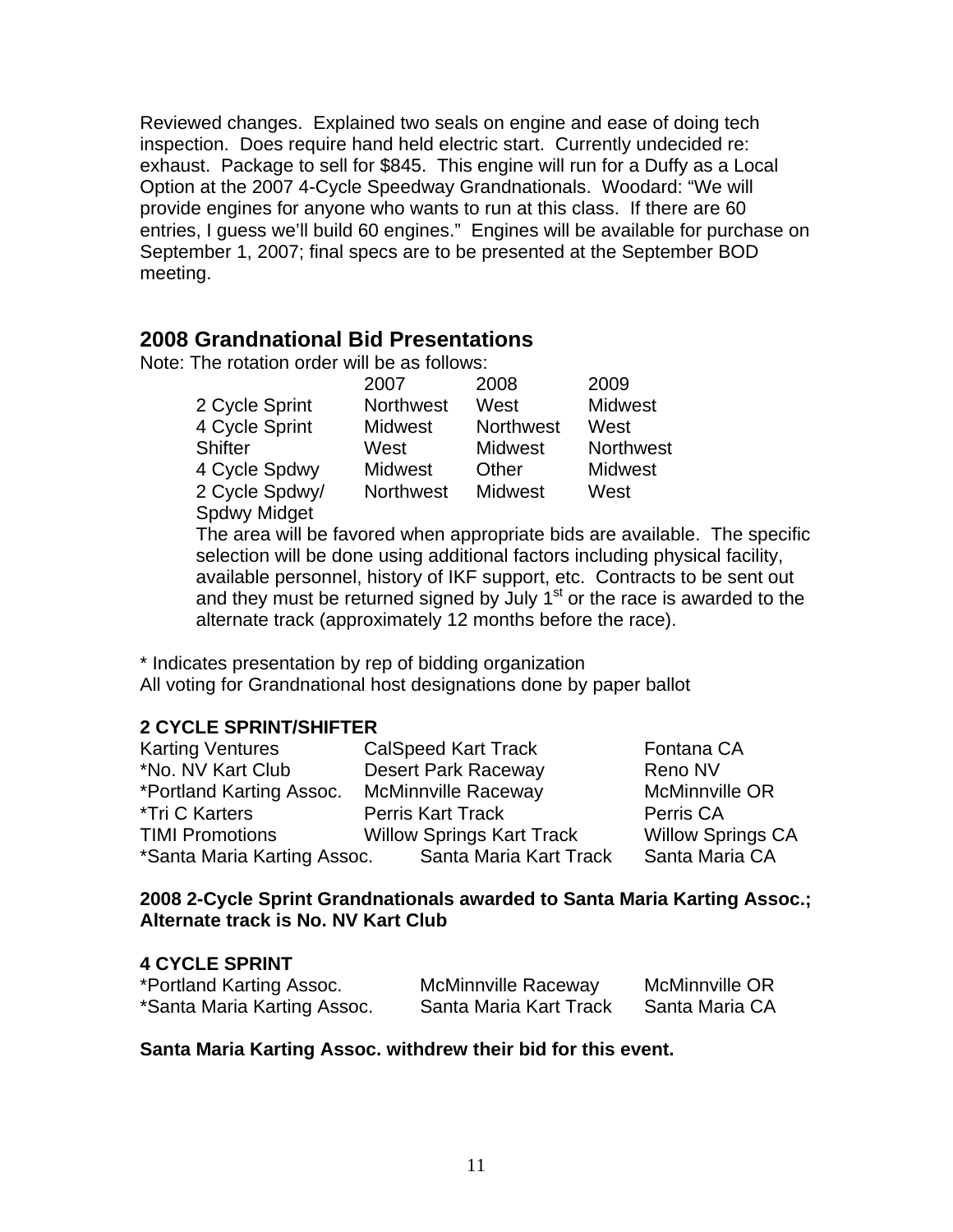Reviewed changes. Explained two seals on engine and ease of doing tech inspection. Does require hand held electric start. Currently undecided re: exhaust. Package to sell for $845. This engine will run for a Duffy as a Local Option at the 2007 4-Cycle Speedway Grandnationals. Woodard: "We will provide engines for anyone who wants to run at this class. If there are 60 entries, I guess we'll build 60 engines." Engines will be available for purchase on September 1, 2007; final specs are to be presented at the September BOD meeting.

## 2008 Grandnational Bid Presentations

Note: The rotation order will be as follows:

| | 2007 | 2008 | 2009 |
|---|---|---|---|
| 2 Cycle Sprint | Northwest | West | Midwest |
| 4 Cycle Sprint | Midwest | Northwest | West |
| Shifter | West | Midwest | Northwest |
| 4 Cycle Spdwy | Midwest | Other | Midwest |
| 2 Cycle Spdwy/ Spdwy Midget | Northwest | Midwest | West |

The area will be favored when appropriate bids are available. The specific selection will be done using additional factors including physical facility, available personnel, history of IKF support, etc. Contracts to be sent out and they must be returned signed by July 1st or the race is awarded to the alternate track (approximately 12 months before the race).

* Indicates presentation by rep of bidding organization
All voting for Grandnational host designations done by paper ballot

**2 CYCLE SPRINT/SHIFTER**

| | | |
|---|---|---|
| Karting Ventures | CalSpeed Kart Track | Fontana CA |
| *No. NV Kart Club | Desert Park Raceway | Reno NV |
| *Portland Karting Assoc. | McMinnville Raceway | McMinnville OR |
| *Tri C Karters | Perris Kart Track | Perris CA |
| TIMI Promotions | Willow Springs Kart Track | Willow Springs CA |
| *Santa Maria Karting Assoc. | Santa Maria Kart Track | Santa Maria CA |

**2008 2-Cycle Sprint Grandnationals awarded to Santa Maria Karting Assoc.; Alternate track is No. NV Kart Club**

**4 CYCLE SPRINT**

| | | |
|---|---|---|
| *Portland Karting Assoc. | McMinnville Raceway | McMinnville OR |
| *Santa Maria Karting Assoc. | Santa Maria Kart Track | Santa Maria CA |

**Santa Maria Karting Assoc. withdrew their bid for this event.**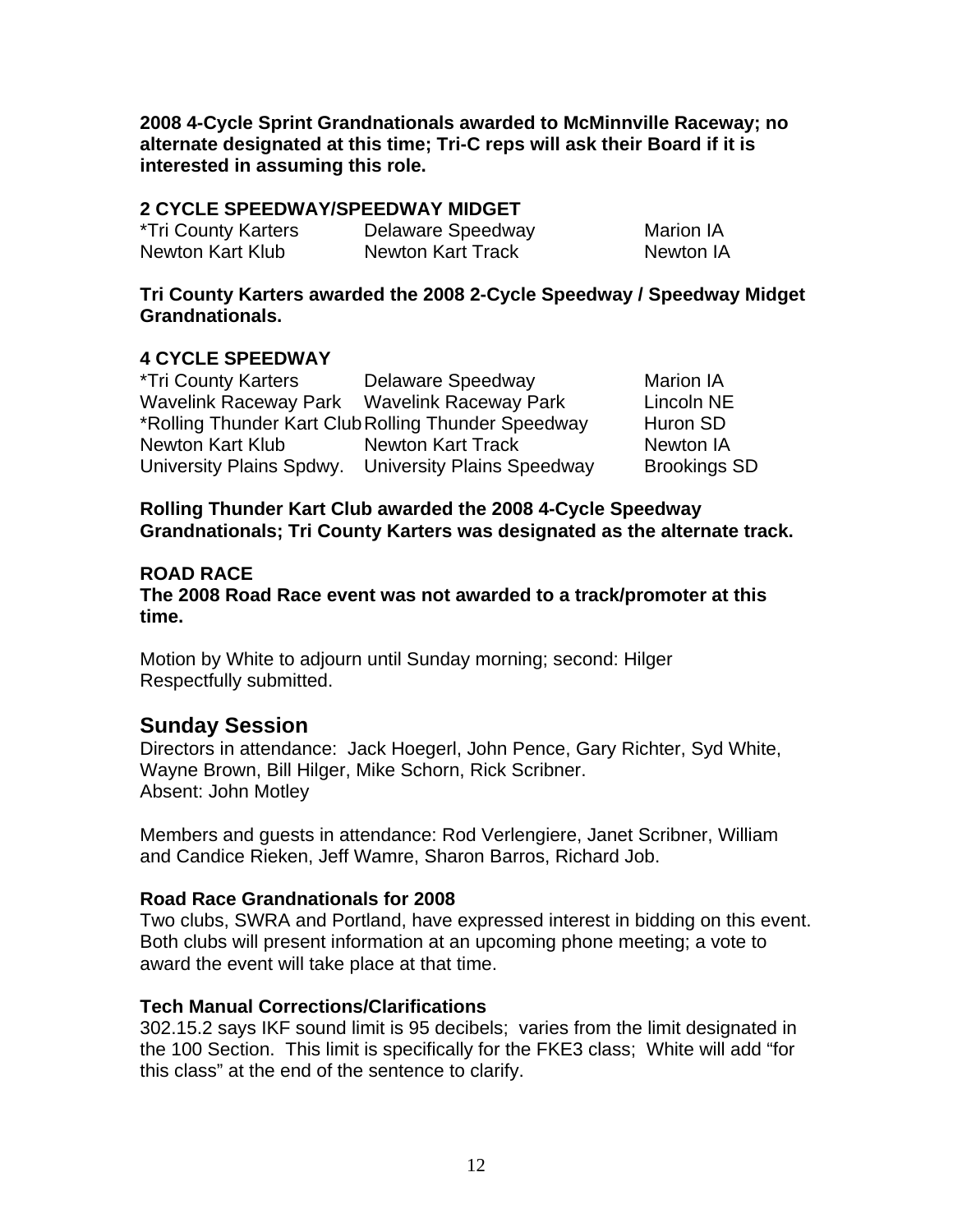**2008 4-Cycle Sprint Grandnationals awarded to McMinnville Raceway; no alternate designated at this time; Tri-C reps will ask their Board if it is interested in assuming this role.**

### 2 CYCLE SPEEDWAY/SPEEDWAY MIDGET

| | | |
|---|---|---|
| *Tri County Karters | Delaware Speedway | Marion IA |
| Newton Kart Klub | Newton Kart Track | Newton IA |

**Tri County Karters awarded the 2008 2-Cycle Speedway / Speedway Midget Grandnationals.**

### 4 CYCLE SPEEDWAY

| | | |
|---|---|---|
| *Tri County Karters | Delaware Speedway | Marion IA |
| Wavelink Raceway Park | Wavelink Raceway Park | Lincoln NE |
| *Rolling Thunder Kart Club | Rolling Thunder Speedway | Huron SD |
| Newton Kart Klub | Newton Kart Track | Newton IA |
| University Plains Spdwy. | University Plains Speedway | Brookings SD |

**Rolling Thunder Kart Club awarded the 2008 4-Cycle Speedway Grandnationals; Tri County Karters was designated as the alternate track.**

### ROAD RACE

**The 2008 Road Race event was not awarded to a track/promoter at this time.**

Motion by White to adjourn until Sunday morning; second: Hilger
Respectfully submitted.

## Sunday Session

Directors in attendance: Jack Hoegerl, John Pence, Gary Richter, Syd White, Wayne Brown, Bill Hilger, Mike Schorn, Rick Scribner.
Absent: John Motley

Members and guests in attendance: Rod Verlengiere, Janet Scribner, William and Candice Rieken, Jeff Wamre, Sharon Barros, Richard Job.

### Road Race Grandnationals for 2008

Two clubs, SWRA and Portland, have expressed interest in bidding on this event. Both clubs will present information at an upcoming phone meeting; a vote to award the event will take place at that time.

### Tech Manual Corrections/Clarifications

302.15.2 says IKF sound limit is 95 decibels; varies from the limit designated in the 100 Section. This limit is specifically for the FKE3 class; White will add "for this class" at the end of the sentence to clarify.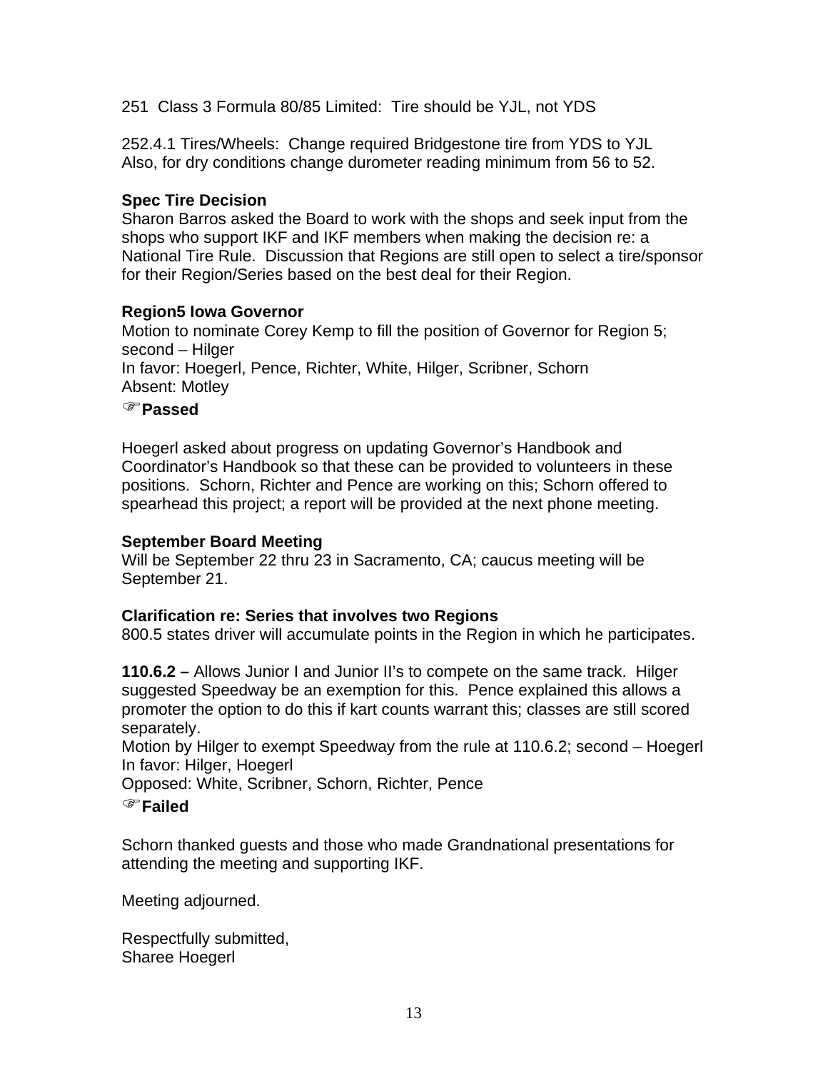251  Class 3 Formula 80/85 Limited:  Tire should be YJL, not YDS

252.4.1 Tires/Wheels:  Change required Bridgestone tire from YDS to YJL
Also, for dry conditions change durometer reading minimum from 56 to 52.

**Spec Tire Decision**
Sharon Barros asked the Board to work with the shops and seek input from the shops who support IKF and IKF members when making the decision re: a National Tire Rule.  Discussion that Regions are still open to select a tire/sponsor for their Region/Series based on the best deal for their Region.

**Region5 Iowa Governor**
Motion to nominate Corey Kemp to fill the position of Governor for Region 5; second – Hilger
In favor: Hoegerl, Pence, Richter, White, Hilger, Scribner, Schorn
Absent: Motley

☞**Passed**

Hoegerl asked about progress on updating Governor's Handbook and Coordinator's Handbook so that these can be provided to volunteers in these positions.  Schorn, Richter and Pence are working on this; Schorn offered to spearhead this project; a report will be provided at the next phone meeting.

**September Board Meeting**
Will be September 22 thru 23 in Sacramento, CA; caucus meeting will be September 21.

**Clarification re: Series that involves two Regions**
800.5 states driver will accumulate points in the Region in which he participates.

**110.6.2 –** Allows Junior I and Junior II's to compete on the same track.  Hilger suggested Speedway be an exemption for this.  Pence explained this allows a promoter the option to do this if kart counts warrant this; classes are still scored separately.
Motion by Hilger to exempt Speedway from the rule at 110.6.2; second – Hoegerl
In favor: Hilger, Hoegerl
Opposed: White, Scribner, Schorn, Richter, Pence

☞**Failed**

Schorn thanked guests and those who made Grandnational presentations for attending the meeting and supporting IKF.

Meeting adjourned.

Respectfully submitted,
Sharee Hoegerl